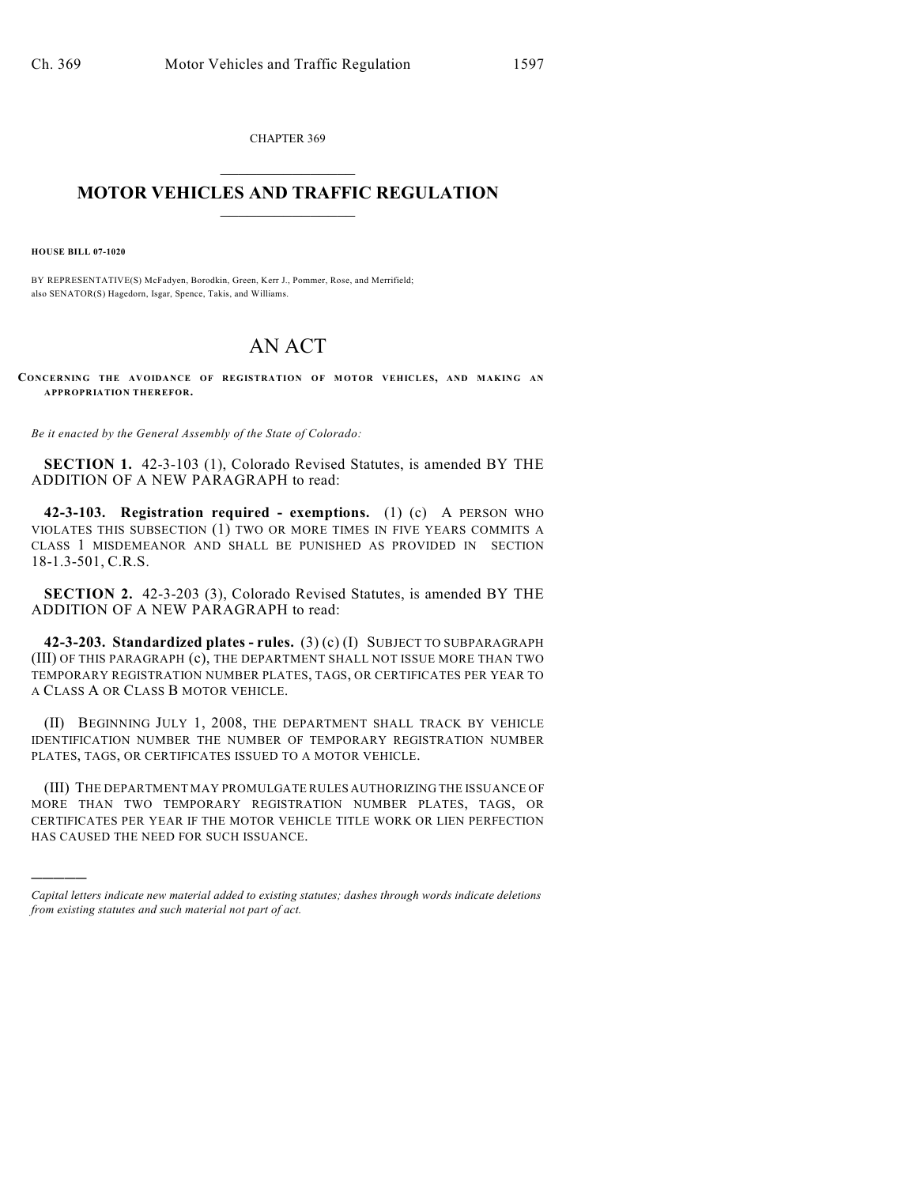CHAPTER 369

# MOTOR VEHICLES AND TRAFFIC REGULATION

**HOUSE BILL 07-1020**

BY REPRESENTATIVE(S) McFadyen, Borodkin, Green, Kerr J., Pommer, Rose, and Merrifield;
also SENATOR(S) Hagedorn, Isgar, Spence, Takis, and Williams.

# AN ACT

**CONCERNING THE AVOIDANCE OF REGISTRATION OF MOTOR VEHICLES, AND MAKING AN APPROPRIATION THEREFOR.**

*Be it enacted by the General Assembly of the State of Colorado:*

**SECTION 1.** 42-3-103 (1), Colorado Revised Statutes, is amended BY THE ADDITION OF A NEW PARAGRAPH to read:

**42-3-103. Registration required - exemptions.** (1) (c) A PERSON WHO VIOLATES THIS SUBSECTION (1) TWO OR MORE TIMES IN FIVE YEARS COMMITS A CLASS 1 MISDEMEANOR AND SHALL BE PUNISHED AS PROVIDED IN SECTION 18-1.3-501, C.R.S.

**SECTION 2.** 42-3-203 (3), Colorado Revised Statutes, is amended BY THE ADDITION OF A NEW PARAGRAPH to read:

**42-3-203. Standardized plates - rules.** (3) (c) (I) SUBJECT TO SUBPARAGRAPH (III) OF THIS PARAGRAPH (c), THE DEPARTMENT SHALL NOT ISSUE MORE THAN TWO TEMPORARY REGISTRATION NUMBER PLATES, TAGS, OR CERTIFICATES PER YEAR TO A CLASS A OR CLASS B MOTOR VEHICLE.

(II) BEGINNING JULY 1, 2008, THE DEPARTMENT SHALL TRACK BY VEHICLE IDENTIFICATION NUMBER THE NUMBER OF TEMPORARY REGISTRATION NUMBER PLATES, TAGS, OR CERTIFICATES ISSUED TO A MOTOR VEHICLE.

(III) THE DEPARTMENT MAY PROMULGATE RULES AUTHORIZING THE ISSUANCE OF MORE THAN TWO TEMPORARY REGISTRATION NUMBER PLATES, TAGS, OR CERTIFICATES PER YEAR IF THE MOTOR VEHICLE TITLE WORK OR LIEN PERFECTION HAS CAUSED THE NEED FOR SUCH ISSUANCE.

---

*Capital letters indicate new material added to existing statutes; dashes through words indicate deletions from existing statutes and such material not part of act.*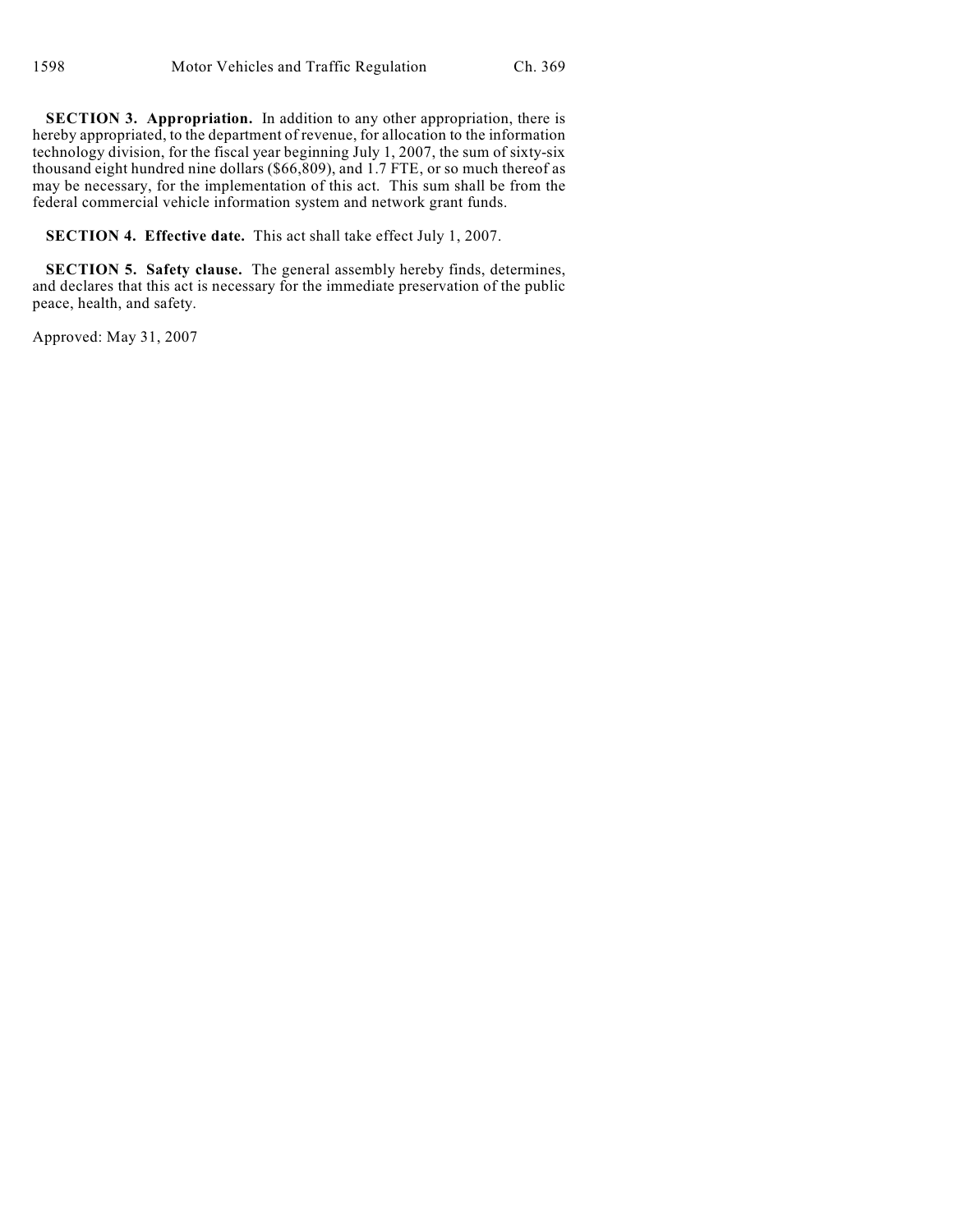**SECTION 3. Appropriation.** In addition to any other appropriation, there is hereby appropriated, to the department of revenue, for allocation to the information technology division, for the fiscal year beginning July 1, 2007, the sum of sixty-six thousand eight hundred nine dollars ($66,809), and 1.7 FTE, or so much thereof as may be necessary, for the implementation of this act. This sum shall be from the federal commercial vehicle information system and network grant funds.

**SECTION 4. Effective date.** This act shall take effect July 1, 2007.

**SECTION 5. Safety clause.** The general assembly hereby finds, determines, and declares that this act is necessary for the immediate preservation of the public peace, health, and safety.

Approved: May 31, 2007